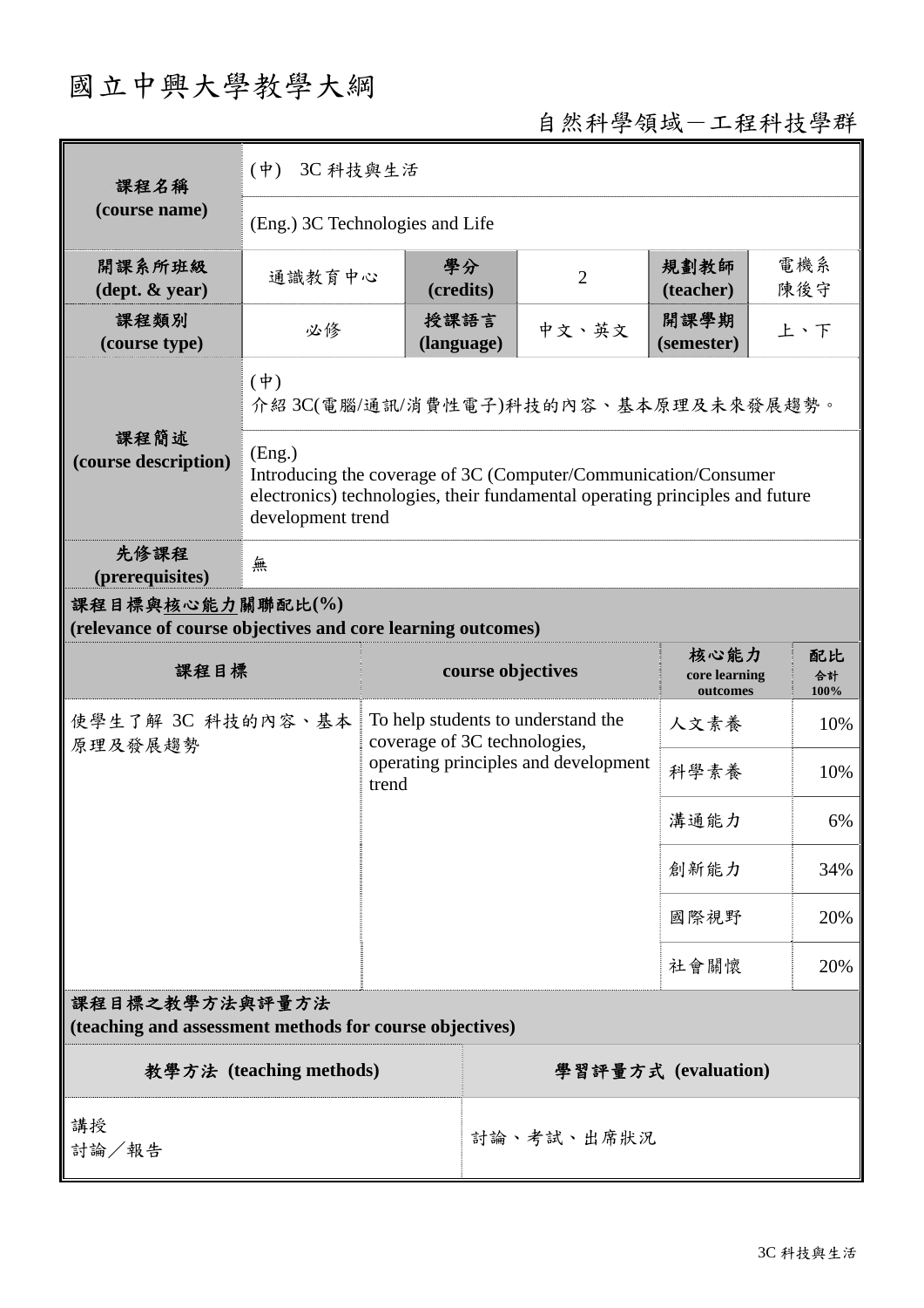# 國立中興大學教學大綱

自然科學領域－工程科技學群

| 課程名稱<br>(course name) | (中) 3C 科技與生活 | | | | |
|---|---|---|---|---|---|
| | (Eng.) 3C Technologies and Life | | | | |
| 開課系所班級<br>(dept. & year) | 通識教育中心 | 學分<br>(credits) | 2 | 規劃教師<br>(teacher) | 電機系<br>陳後守 |
| 課程類別<br>(course type) | 必修 | 授課語言<br>(language) | 中文、英文 | 開課學期<br>(semester) | 上、下 |
| 課程簡述<br>(course description) | (中)<br>介紹 3C(電腦/通訊/消費性電子)科技的內容、基本原理及未來發展趨勢。 | | | | |
| | (Eng.)<br>Introducing the coverage of 3C (Computer/Communication/Consumer electronics) technologies, their fundamental operating principles and future development trend | | | | |
| 先修課程<br>(prerequisites) | 無 | | | | |

**課程目標與核心能力關聯配比(%)**
**(relevance of course objectives and core learning outcomes)**

| 課程目標 | course objectives | 核心能力<br>core learning outcomes | 配比<br>合計<br>100% |
|---|---|---|---|
| 使學生了解 3C 科技的內容、基本原理及發展趨勢 | To help students to understand the coverage of 3C technologies, operating principles and development trend | 人文素養 | 10% |
| | | 科學素養 | 10% |
| | | 溝通能力 | 6% |
| | | 創新能力 | 34% |
| | | 國際視野 | 20% |
| | | 社會關懷 | 20% |

**課程目標之教學方法與評量方法**
**(teaching and assessment methods for course objectives)**

| 教學方法 (teaching methods) | 學習評量方式 (evaluation) |
|---|---|
| 講授<br>討論／報告 | 討論、考試、出席狀況 |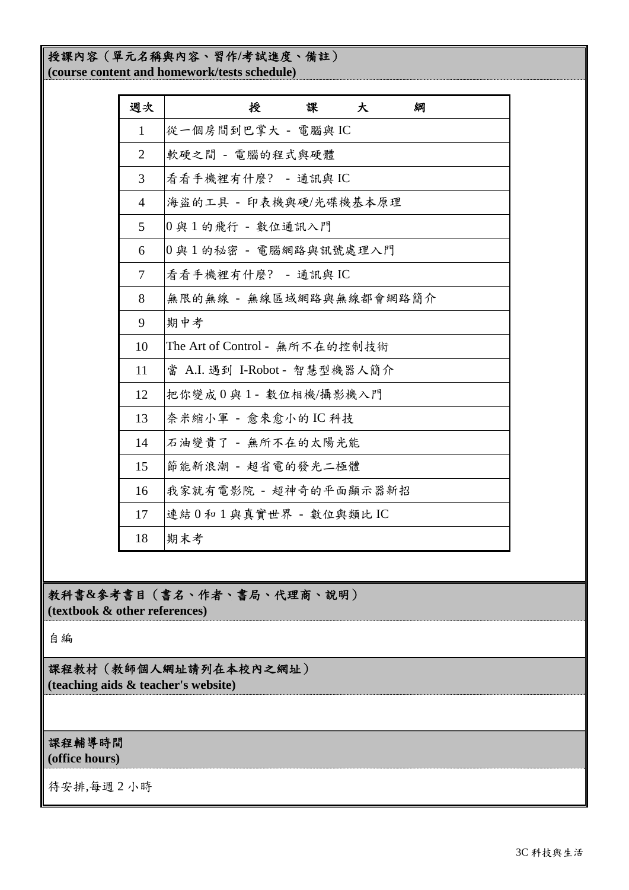**授課內容（單元名稱與內容、習作/考試進度、備註）**
**(course content and homework/tests schedule)**

| 週次 | 授　　課　　大　　綱 |
|---|---|
| 1 | 從一個房間到巴掌大 - 電腦與 IC |
| 2 | 軟硬之間 - 電腦的程式與硬體 |
| 3 | 看看手機裡有什麼? - 通訊與 IC |
| 4 | 海盜的工具 - 印表機與硬/光碟機基本原理 |
| 5 | 0 與 1 的飛行 - 數位通訊入門 |
| 6 | 0 與 1 的秘密 - 電腦網路與訊號處理入門 |
| 7 | 看看手機裡有什麼? - 通訊與 IC |
| 8 | 無限的無線 - 無線區域網路與無線都會網路簡介 |
| 9 | 期中考 |
| 10 | The Art of Control - 無所不在的控制技術 |
| 11 | 當 A.I. 遇到 I-Robot - 智慧型機器人簡介 |
| 12 | 把你變成 0 與 1 - 數位相機/攝影機入門 |
| 13 | 奈米縮小軍 - 愈來愈小的 IC 科技 |
| 14 | 石油變貴了 - 無所不在的太陽光能 |
| 15 | 節能新浪潮 - 超省電的發光二極體 |
| 16 | 我家就有電影院 - 超神奇的平面顯示器新招 |
| 17 | 連結 0 和 1 與真實世界 - 數位與類比 IC |
| 18 | 期末考 |

**教科書&參考書目（書名、作者、書局、代理商、說明）**
**(textbook & other references)**

自編

**課程教材（教師個人網址請列在本校內之網址）**
**(teaching aids & teacher's website)**

**課程輔導時間**
**(office hours)**

待安排,每週 2 小時